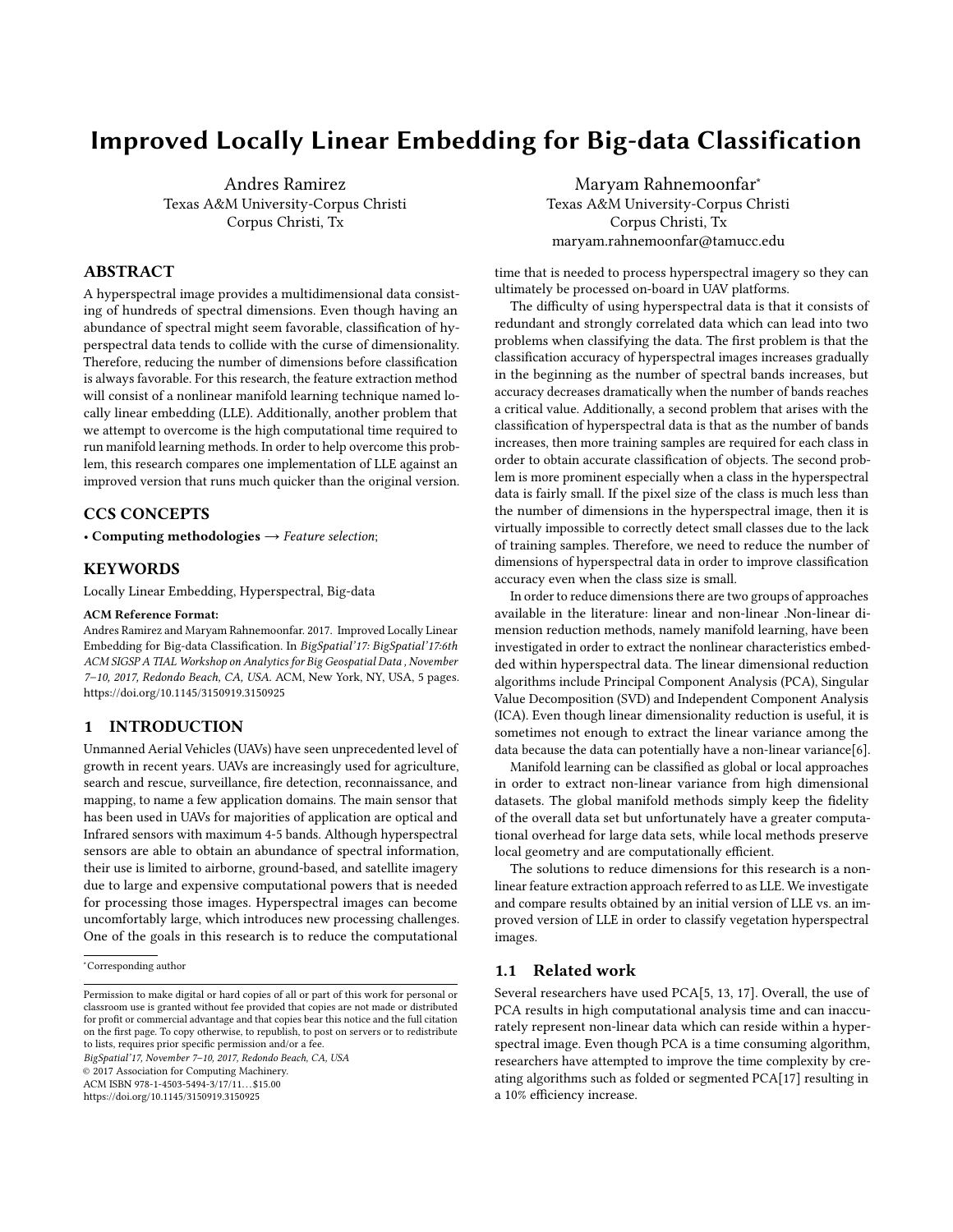# Improved Locally Linear Embedding for Big-data Classification

Andres Ramirez
Texas A&M University-Corpus Christi
Corpus Christi, Tx

Maryam Rahnemoonfar*
Texas A&M University-Corpus Christi
Corpus Christi, Tx
maryam.rahnemoonfar@tamucc.edu

## ABSTRACT

A hyperspectral image provides a multidimensional data consisting of hundreds of spectral dimensions. Even though having an abundance of spectral might seem favorable, classification of hyperspectral data tends to collide with the curse of dimensionality. Therefore, reducing the number of dimensions before classification is always favorable. For this research, the feature extraction method will consist of a nonlinear manifold learning technique named locally linear embedding (LLE). Additionally, another problem that we attempt to overcome is the high computational time required to run manifold learning methods. In order to help overcome this problem, this research compares one implementation of LLE against an improved version that runs much quicker than the original version.

## CCS CONCEPTS

• **Computing methodologies** → *Feature selection*;

## KEYWORDS

Locally Linear Embedding, Hyperspectral, Big-data

**ACM Reference Format:**
Andres Ramirez and Maryam Rahnemoonfar. 2017. Improved Locally Linear Embedding for Big-data Classification. In *BigSpatial'17: BigSpatial'17:6th ACM SIGSP A TIAL Workshop on Analytics for Big Geospatial Data , November 7–10, 2017, Redondo Beach, CA, USA.* ACM, New York, NY, USA, 5 pages. https://doi.org/10.1145/3150919.3150925

## 1 INTRODUCTION

Unmanned Aerial Vehicles (UAVs) have seen unprecedented level of growth in recent years. UAVs are increasingly used for agriculture, search and rescue, surveillance, fire detection, reconnaissance, and mapping, to name a few application domains. The main sensor that has been used in UAVs for majorities of application are optical and Infrared sensors with maximum 4-5 bands. Although hyperspectral sensors are able to obtain an abundance of spectral information, their use is limited to airborne, ground-based, and satellite imagery due to large and expensive computational powers that is needed for processing those images. Hyperspectral images can become uncomfortably large, which introduces new processing challenges. One of the goals in this research is to reduce the computational time that is needed to process hyperspectral imagery so they can ultimately be processed on-board in UAV platforms.

The difficulty of using hyperspectral data is that it consists of redundant and strongly correlated data which can lead into two problems when classifying the data. The first problem is that the classification accuracy of hyperspectral images increases gradually in the beginning as the number of spectral bands increases, but accuracy decreases dramatically when the number of bands reaches a critical value. Additionally, a second problem that arises with the classification of hyperspectral data is that as the number of bands increases, then more training samples are required for each class in order to obtain accurate classification of objects. The second problem is more prominent especially when a class in the hyperspectral data is fairly small. If the pixel size of the class is much less than the number of dimensions in the hyperspectral image, then it is virtually impossible to correctly detect small classes due to the lack of training samples. Therefore, we need to reduce the number of dimensions of hyperspectral data in order to improve classification accuracy even when the class size is small.

In order to reduce dimensions there are two groups of approaches available in the literature: linear and non-linear .Non-linear dimension reduction methods, namely manifold learning, have been investigated in order to extract the nonlinear characteristics embedded within hyperspectral data. The linear dimensional reduction algorithms include Principal Component Analysis (PCA), Singular Value Decomposition (SVD) and Independent Component Analysis (ICA). Even though linear dimensionality reduction is useful, it is sometimes not enough to extract the linear variance among the data because the data can potentially have a non-linear variance[6].

Manifold learning can be classified as global or local approaches in order to extract non-linear variance from high dimensional datasets. The global manifold methods simply keep the fidelity of the overall data set but unfortunately have a greater computational overhead for large data sets, while local methods preserve local geometry and are computationally efficient.

The solutions to reduce dimensions for this research is a nonlinear feature extraction approach referred to as LLE. We investigate and compare results obtained by an initial version of LLE vs. an improved version of LLE in order to classify vegetation hyperspectral images.

### 1.1 Related work

Several researchers have used PCA[5, 13, 17]. Overall, the use of PCA results in high computational analysis time and can inaccurately represent non-linear data which can reside within a hyperspectral image. Even though PCA is a time consuming algorithm, researchers have attempted to improve the time complexity by creating algorithms such as folded or segmented PCA[17] resulting in a 10% efficiency increase.

*Corresponding author

Permission to make digital or hard copies of all or part of this work for personal or classroom use is granted without fee provided that copies are not made or distributed for profit or commercial advantage and that copies bear this notice and the full citation on the first page. To copy otherwise, to republish, to post on servers or to redistribute to lists, requires prior specific permission and/or a fee.
*BigSpatial'17, November 7–10, 2017, Redondo Beach, CA, USA*
© 2017 Association for Computing Machinery.
ACM ISBN 978-1-4503-5494-3/17/11...$15.00
https://doi.org/10.1145/3150919.3150925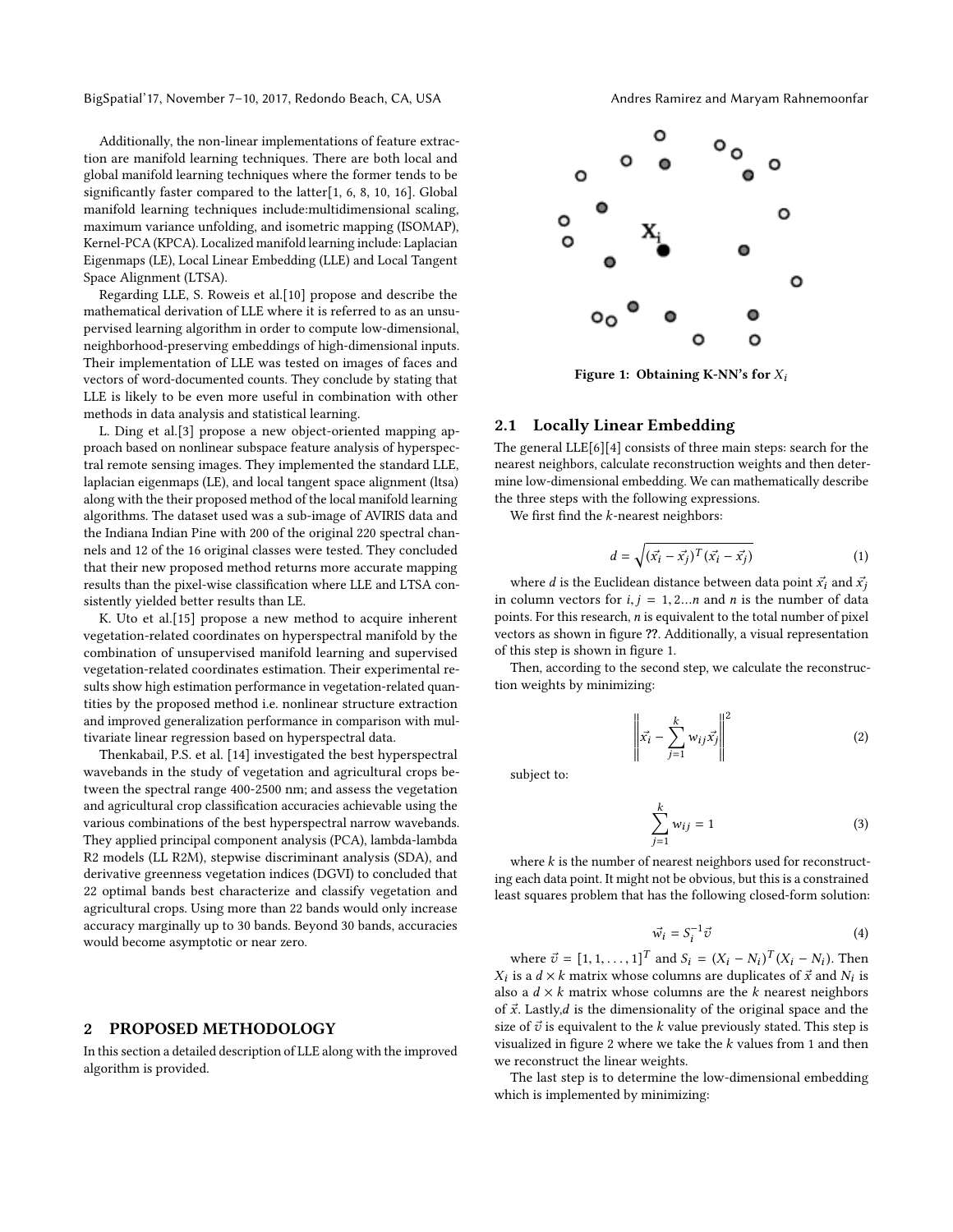Additionally, the non-linear implementations of feature extraction are manifold learning techniques. There are both local and global manifold learning techniques where the former tends to be significantly faster compared to the latter[1, 6, 8, 10, 16]. Global manifold learning techniques include:multidimensional scaling, maximum variance unfolding, and isometric mapping (ISOMAP), Kernel-PCA (KPCA). Localized manifold learning include: Laplacian Eigenmaps (LE), Local Linear Embedding (LLE) and Local Tangent Space Alignment (LTSA).

Regarding LLE, S. Roweis et al.[10] propose and describe the mathematical derivation of LLE where it is referred to as an unsupervised learning algorithm in order to compute low-dimensional, neighborhood-preserving embeddings of high-dimensional inputs. Their implementation of LLE was tested on images of faces and vectors of word-documented counts. They conclude by stating that LLE is likely to be even more useful in combination with other methods in data analysis and statistical learning.

L. Ding et al.[3] propose a new object-oriented mapping approach based on nonlinear subspace feature analysis of hyperspectral remote sensing images. They implemented the standard LLE, laplacian eigenmaps (LE), and local tangent space alignment (ltsa) along with the their proposed method of the local manifold learning algorithms. The dataset used was a sub-image of AVIRIS data and the Indiana Indian Pine with 200 of the original 220 spectral channels and 12 of the 16 original classes were tested. They concluded that their new proposed method returns more accurate mapping results than the pixel-wise classification where LLE and LTSA consistently yielded better results than LE.

K. Uto et al.[15] propose a new method to acquire inherent vegetation-related coordinates on hyperspectral manifold by the combination of unsupervised manifold learning and supervised vegetation-related coordinates estimation. Their experimental results show high estimation performance in vegetation-related quantities by the proposed method i.e. nonlinear structure extraction and improved generalization performance in comparison with multivariate linear regression based on hyperspectral data.

Thenkabail, P.S. et al. [14] investigated the best hyperspectral wavebands in the study of vegetation and agricultural crops between the spectral range 400-2500 nm; and assess the vegetation and agricultural crop classification accuracies achievable using the various combinations of the best hyperspectral narrow wavebands. They applied principal component analysis (PCA), lambda-lambda R2 models (LL R2M), stepwise discriminant analysis (SDA), and derivative greenness vegetation indices (DGVI) to concluded that 22 optimal bands best characterize and classify vegetation and agricultural crops. Using more than 22 bands would only increase accuracy marginally up to 30 bands. Beyond 30 bands, accuracies would become asymptotic or near zero.

## 2 PROPOSED METHODOLOGY

In this section a detailed description of LLE along with the improved algorithm is provided.

Figure 1: Obtaining K-NN's for $X_i$

### 2.1 Locally Linear Embedding

The general LLE[6][4] consists of three main steps: search for the nearest neighbors, calculate reconstruction weights and then determine low-dimensional embedding. We can mathematically describe the three steps with the following expressions.

We first find the $k$-nearest neighbors:

$$d = \sqrt{(\vec{x_i} - \vec{x_j})^T (\vec{x_i} - \vec{x_j})} \tag{1}$$

where $d$ is the Euclidean distance between data point $\vec{x_i}$ and $\vec{x_j}$ in column vectors for $i, j = 1, 2...n$ and $n$ is the number of data points. For this research, $n$ is equivalent to the total number of pixel vectors as shown in figure ??. Additionally, a visual representation of this step is shown in figure 1.

Then, according to the second step, we calculate the reconstruction weights by minimizing:

$$\left\| \vec{x_i} - \sum_{j=1}^{k} w_{ij} \vec{x_j} \right\|^2 \tag{2}$$

subject to:

$$\sum_{j=1}^{k} w_{ij} = 1 \tag{3}$$

where $k$ is the number of nearest neighbors used for reconstructing each data point. It might not be obvious, but this is a constrained least squares problem that has the following closed-form solution:

$$\vec{w_i} = S_i^{-1} \vec{v} \tag{4}$$

where $\vec{v} = [1, 1, \ldots, 1]^T$ and $S_i = (X_i - N_i)^T (X_i - N_i)$. Then $X_i$ is a $d \times k$ matrix whose columns are duplicates of $\vec{x}$ and $N_i$ is also a $d \times k$ matrix whose columns are the $k$ nearest neighbors of $\vec{x}$. Lastly,$d$ is the dimensionality of the original space and the size of $\vec{v}$ is equivalent to the $k$ value previously stated. This step is visualized in figure 2 where we take the $k$ values from 1 and then we reconstruct the linear weights.

The last step is to determine the low-dimensional embedding which is implemented by minimizing: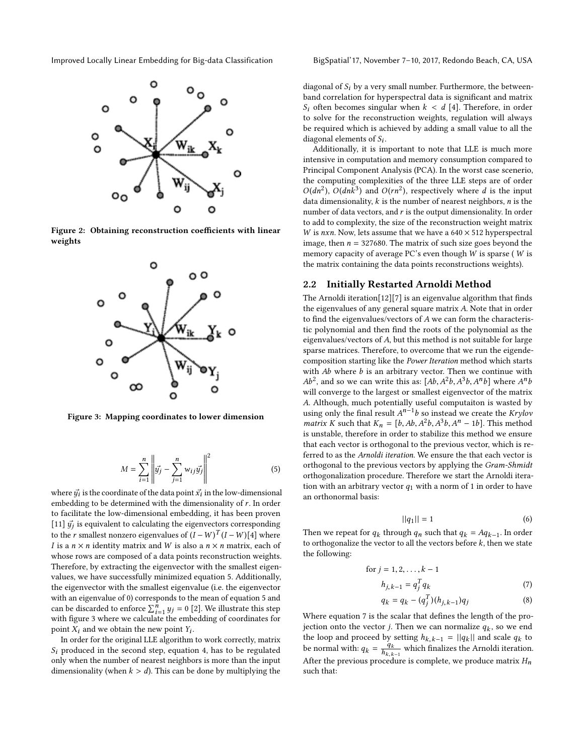Figure 2: Obtaining reconstruction coefficients with linear weights

Figure 3: Mapping coordinates to lower dimension

$$M = \sum_{i=1}^{n} \left\| \vec{y_j} - \sum_{j=1}^{n} w_{ij} \vec{y_j} \right\|^2 \tag{5}$$

where $\vec{y_i}$ is the coordinate of the data point $\vec{x_i}$ in the low-dimensional embedding to be determined with the dimensionality of $r$. In order to facilitate the low-dimensional embedding, it has been proven [11] $\vec{y_j}$ is equivalent to calculating the eigenvectors corresponding to the $r$ smallest nonzero eigenvalues of $(I - W)^T(I - W)$[4] where $I$ is a $n \times n$ identity matrix and $W$ is also a $n \times n$ matrix, each of whose rows are composed of a data points reconstruction weights. Therefore, by extracting the eigenvector with the smallest eigenvalues, we have successfully minimized equation 5. Additionally, the eigenvector with the smallest eigenvalue (i.e. the eigenvector with an eigenvalue of 0) corresponds to the mean of equation 5 and can be discarded to enforce $\sum_{i=1}^{n} y_j = 0$ [2]. We illustrate this step with figure 3 where we calculate the embedding of coordinates for point $X_i$ and we obtain the new point $Y_i$.

In order for the original LLE algorithm to work correctly, matrix $S_i$ produced in the second step, equation 4, has to be regulated only when the number of nearest neighbors is more than the input dimensionality (when $k > d$). This can be done by multiplying the diagonal of $S_i$ by a very small number. Furthermore, the between-band correlation for hyperspectral data is significant and matrix $S_i$ often becomes singular when $k < d$ [4]. Therefore, in order to solve for the reconstruction weights, regulation will always be required which is achieved by adding a small value to all the diagonal elements of $S_i$.

Additionally, it is important to note that LLE is much more intensive in computation and memory consumption compared to Principal Component Analysis (PCA). In the worst case scenerio, the computing complexities of the three LLE steps are of order $O(dn^2)$, $O(dnk^3)$ and $O(rn^2)$, respectively where $d$ is the input data dimensionality, $k$ is the number of nearest neighbors, $n$ is the number of data vectors, and $r$ is the output dimensionality. In order to add to complexity, the size of the reconstruction weight matrix $W$ is $nxn$. Now, lets assume that we have a $640 \times 512$ hyperspectral image, then $n = 327680$. The matrix of such size goes beyond the memory capacity of average PC's even though $W$ is sparse ( $W$ is the matrix containing the data points reconstructions weights).

## 2.2 Initially Restarted Arnoldi Method

The Arnoldi iteration[12][7] is an eigenvalue algorithm that finds the eigenvalues of any general square matrix $A$. Note that in order to find the eigenvalues/vectors of $A$ we can form the characteristic polynomial and then find the roots of the polynomial as the eigenvalues/vectors of $A$, but this method is not suitable for large sparse matrices. Therefore, to overcome that we run the eigendecomposition starting like the *Power Iteration* method which starts with $Ab$ where $b$ is an arbitrary vector. Then we continue with $Ab^2$, and so we can write this as: $[Ab, A^2b, A^3b, A^nb]$ where $A^nb$ will converge to the largest or smallest eigenvector of the matrix $A$. Although, much potentially useful computaiton is wasted by using only the final result $A^{n-1}b$ so instead we create the *Krylov matrix K* such that $K_n = [b, Ab, A^2b, A^3b, A^n - 1b]$. This method is unstable, therefore in order to stabilize this method we ensure that each vector is orthogonal to the previous vector, which is referred to as the *Arnoldi iteration*. We ensure the that each vector is orthogonal to the previous vectors by applying the *Gram-Shmidt* orthogonalization procedure. Therefore we start the Arnoldi iteration with an arbitrary vector $q_1$ with a norm of 1 in order to have an orthonormal basis:

$$||q_1|| = 1 \tag{6}$$

Then we repeat for $q_k$ through $q_n$ such that $q_k = Aq_{k-1}$. In order to orthogonalize the vector to all the vectors before $k$, then we state the following:

$$\text{for } j = 1, 2, \ldots, k-1$$

$$h_{j,k-1} = q_j^T q_k \tag{7}$$

$$q_k = q_k - (q_j^T)(h_{j,k-1})q_j \tag{8}$$

Where equation 7 is the scalar that defines the length of the projection onto the vector $j$. Then we can normalize $q_k$, so we end the loop and proceed by setting $h_{k,k-1} = ||q_k||$ and scale $q_k$ to be normal with: $q_k = \frac{q_k}{h_{k,k-1}}$ which finalizes the Arnoldi iteration. After the previous procedure is complete, we produce matrix $H_n$ such that: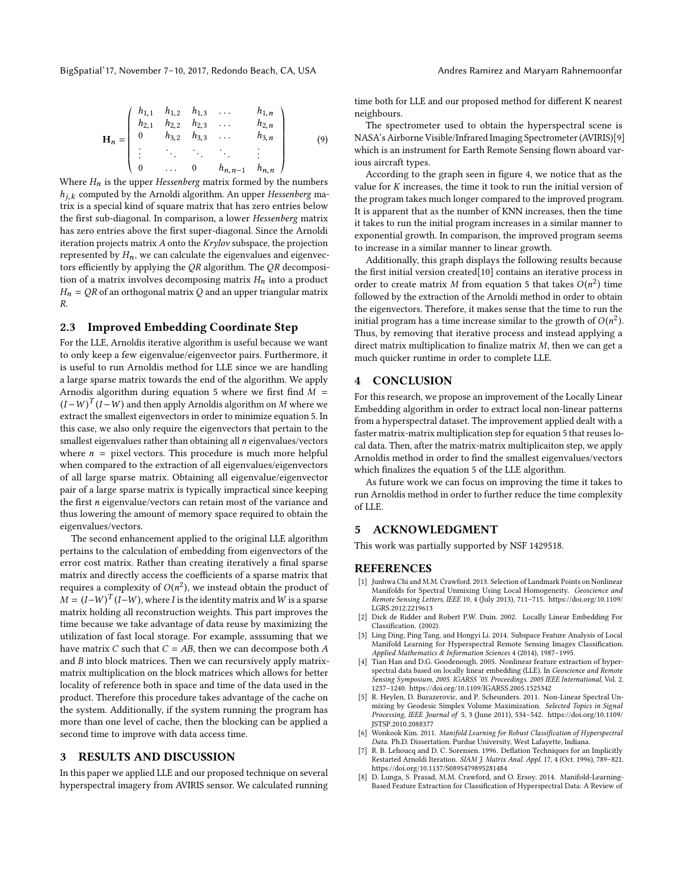$$
\mathbf{H}_n = \begin{pmatrix} h_{1,1} & h_{1,2} & h_{1,3} & \dots & h_{1,n} \\ h_{2,1} & h_{2,2} & h_{2,3} & \dots & h_{2,n} \\ 0 & h_{3,2} & h_{3,3} & \dots & h_{3,n} \\ \vdots & \ddots & \ddots & \ddots & \vdots \\ 0 & \dots & 0 & h_{n,n-1} & h_{n,n} \end{pmatrix} \tag{9}
$$

Where $H_n$ is the upper *Hessenberg* matrix formed by the numbers $h_{j,k}$ computed by the Arnoldi algorithm. An upper *Hessenberg* matrix is a special kind of square matrix that has zero entries below the first sub-diagonal. In comparison, a lower *Hessenberg* matrix has zero entries above the first super-diagonal. Since the Arnoldi iteration projects matrix $A$ onto the *Krylov* subspace, the projection represented by $H_n$, we can calculate the eigenvalues and eigenvectors efficiently by applying the *QR* algorithm. The *QR* decomposition of a matrix involves decomposing matrix $H_n$ into a product $H_n = QR$ of an orthogonal matrix $Q$ and an upper triangular matrix $R$.

## 2.3 Improved Embedding Coordinate Step

For the LLE, Arnoldis iterative algorithm is useful because we want to only keep a few eigenvalue/eigenvector pairs. Furthermore, it is useful to run Arnoldis method for LLE since we are handling a large sparse matrix towards the end of the algorithm. We apply Arnodis algorithm during equation 5 where we first find $M = (I-W)^T(I-W)$ and then apply Arnoldis algorithm on $M$ where we extract the smallest eigenvectors in order to minimize equation 5. In this case, we also only require the eigenvectors that pertain to the smallest eigenvalues rather than obtaining all $n$ eigenvalues/vectors where $n$ = pixel vectors. This procedure is much more helpful when compared to the extraction of all eigenvalues/eigenvectors of all large sparse matrix. Obtaining all eigenvalue/eigenvector pair of a large sparse matrix is typically impractical since keeping the first $n$ eigenvalue/vectors can retain most of the variance and thus lowering the amount of memory space required to obtain the eigenvalues/vectors.

The second enhancement applied to the original LLE algorithm pertains to the calculation of embedding from eigenvectors of the error cost matrix. Rather than creating iteratively a final sparse matrix and directly access the coefficients of a sparse matrix that requires a complexity of $O(n^2)$, we instead obtain the product of $M = (I-W)^T(I-W)$, where $I$ is the identity matrix and $W$ is a sparse matrix holding all reconstruction weights. This part improves the time because we take advantage of data reuse by maximizing the utilization of fast local storage. For example, asssuming that we have matrix $C$ such that $C = AB$, then we can decompose both $A$ and $B$ into block matrices. Then we can recursively apply matrix-matrix multiplication on the block matrices which allows for better locality of reference both in space and time of the data used in the product. Therefore this procedure takes advantage of the cache on the system. Additionally, if the system running the program has more than one level of cache, then the blocking can be applied a second time to improve with data access time.

# 3 RESULTS AND DISCUSSION

In this paper we applied LLE and our proposed technique on several hyperspectral imagery from AVIRIS sensor. We calculated running time both for LLE and our proposed method for different K nearest neighbours.

The spectrometer used to obtain the hyperspectral scene is NASA's Airborne Visible/Infrared Imaging Spectrometer (AVIRIS)[9] which is an instrument for Earth Remote Sensing flown aboard various aircraft types.

According to the graph seen in figure 4, we notice that as the value for $K$ increases, the time it took to run the initial version of the program takes much longer compared to the improved program. It is apparent that as the number of KNN increases, then the time it takes to run the initial program increases in a similar manner to exponential growth. In comparison, the improved program seems to increase in a similar manner to linear growth.

Additionally, this graph displays the following results because the first initial version created[10] contains an iterative process in order to create matrix $M$ from equation 5 that takes $O(n^2)$ time followed by the extraction of the Arnoldi method in order to obtain the eigenvectors. Therefore, it makes sense that the time to run the initial program has a time increase similar to the growth of $O(n^2)$. Thus, by removing that iterative process and instead applying a direct matrix multiplication to finalize matrix $M$, then we can get a much quicker runtime in order to complete LLE.

# 4 CONCLUSION

For this research, we propose an improvement of the Locally Linear Embedding algorithm in order to extract local non-linear patterns from a hyperspectral dataset. The improvement applied dealt with a faster matrix-matrix multiplication step for equation 5 that reuses local data. Then, after the matrix-matrix multiplicaiton step, we apply Arnoldis method in order to find the smallest eigenvalues/vectors which finalizes the equation 5 of the LLE algorithm.

As future work we can focus on improving the time it takes to run Arnoldis method in order to further reduce the time complexity of LLE.

# 5 ACKNOWLEDGMENT

This work was partially supported by NSF 1429518.

# REFERENCES

[1] Junhwa Chi and M.M. Crawford. 2013. Selection of Landmark Points on Nonlinear Manifolds for Spectral Unmixing Using Local Homogeneity. *Geoscience and Remote Sensing Letters, IEEE* 10, 4 (July 2013), 711–715. https://doi.org/10.1109/LGRS.2012.2219613

[2] Dick de Ridder and Robert P.W. Duin. 2002. Locally Linear Embedding For Classification. (2002).

[3] Ling Ding, Ping Tang, and Hongyi Li. 2014. Subspace Feature Analysis of Local Manifold Learning for Hyperspectral Remote Sensing Images Classification. *Applied Mathematics & Information Sciences* 4 (2014), 1987–1995.

[4] Tian Han and D.G. Goodenough. 2005. Nonlinear feature extraction of hyperspectral data based on locally linear embedding (LLE). In *Geoscience and Remote Sensing Symposium, 2005. IGARSS '05. Proceedings. 2005 IEEE International*, Vol. 2. 1237–1240. https://doi.org/10.1109/IGARSS.2005.1525342

[5] R. Heylen, D. Burazerovic, and P. Scheunders. 2011. Non-Linear Spectral Unmixing by Geodesic Simplex Volume Maximization. *Selected Topics in Signal Processing, IEEE Journal of* 5, 3 (June 2011), 534–542. https://doi.org/10.1109/JSTSP.2010.2088377

[6] Wonkook Kim. 2011. *Manifold Learning for Robust Classification of Hyperspectral Data.* Ph.D. Dissertation. Purdue University, West Lafayette, Indiana.

[7] R. B. Lehoucq and D. C. Sorensen. 1996. Deflation Techniques for an Implicitly Restarted Arnoldi Iteration. *SIAM J. Matrix Anal. Appl.* 17, 4 (Oct. 1996), 789–821. https://doi.org/10.1137/S0895479895281484

[8] D. Lunga, S. Prasad, M.M. Crawford, and O. Ersoy. 2014. Manifold-Learning-Based Feature Extraction for Classification of Hyperspectral Data: A Review of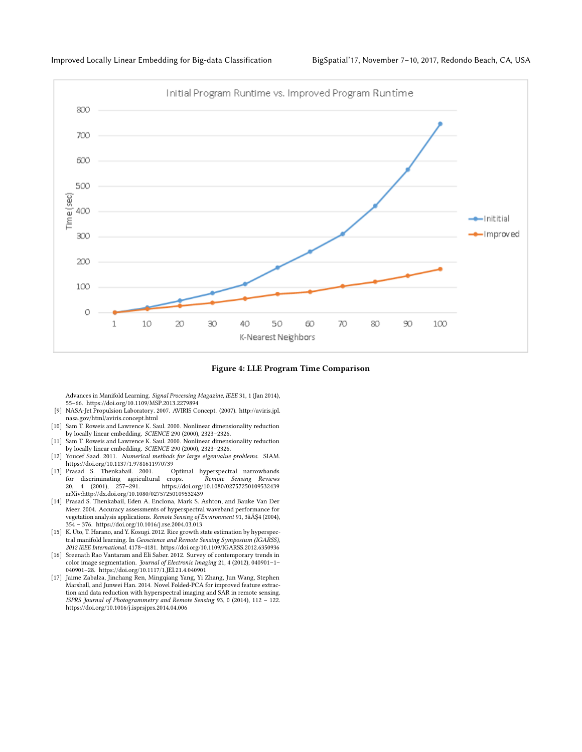Initial Program Runtime vs. Improved Program Runtime

800
700
600
500
400
300
200
100
0

Time (sec)

1 10 20 30 40 50 60 70 80 90 100

K-Nearest Neighbors

Inititial
Improved

**Figure 4: LLE Program Time Comparison**

Advances in Manifold Learning. *Signal Processing Magazine, IEEE* 31, 1 (Jan 2014), 55–66. https://doi.org/10.1109/MSP.2013.2279894

[9] NASA-Jet Propulsion Laboratory. 2007. AVIRIS Concept. (2007). http://aviris.jpl.nasa.gov/html/aviris.concept.html

[10] Sam T. Roweis and Lawrence K. Saul. 2000. Nonlinear dimensionality reduction by locally linear embedding. *SCIENCE* 290 (2000), 2323–2326.

[11] Sam T. Roweis and Lawrence K. Saul. 2000. Nonlinear dimensionality reduction by locally linear embedding. *SCIENCE* 290 (2000), 2323–2326.

[12] Youcef Saad. 2011. *Numerical methods for large eigenvalue problems*. SIAM. https://doi.org/10.1137/1.9781611970739

[13] Prasad S. Thenkabail. 2001. Optimal hyperspectral narrowbands for discriminating agricultural crops. *Remote Sensing Reviews* 20, 4 (2001), 257–291. https://doi.org/10.1080/02757250109532439 arXiv:http://dx.doi.org/10.1080/02757250109532439

[14] Prasad S. Thenkabail, Eden A. Enclona, Mark S. Ashton, and Bauke Van Der Meer. 2004. Accuracy assessments of hyperspectral waveband performance for vegetation analysis applications. *Remote Sensing of Environment* 91, 3âĂŞ4 (2004), 354 – 376. https://doi.org/10.1016/j.rse.2004.03.013

[15] K. Uto, T. Harano, and Y. Kosugi. 2012. Rice growth state estimation by hyperspectral manifold learning. In *Geoscience and Remote Sensing Symposium (IGARSS), 2012 IEEE International*. 4178–4181. https://doi.org/10.1109/IGARSS.2012.6350936

[16] Sreenath Rao Vantaram and Eli Saber. 2012. Survey of contemporary trends in color image segmentation. *Journal of Electronic Imaging* 21, 4 (2012), 040901–1–040901–28. https://doi.org/10.1117/1.JEI.21.4.040901

[17] Jaime Zabalza, Jinchang Ren, Mingqiang Yang, Yi Zhang, Jun Wang, Stephen Marshall, and Junwei Han. 2014. Novel Folded-PCA for improved feature extraction and data reduction with hyperspectral imaging and SAR in remote sensing. *ISPRS Journal of Photogrammetry and Remote Sensing* 93, 0 (2014), 112 – 122. https://doi.org/10.1016/j.isprsjprs.2014.04.006